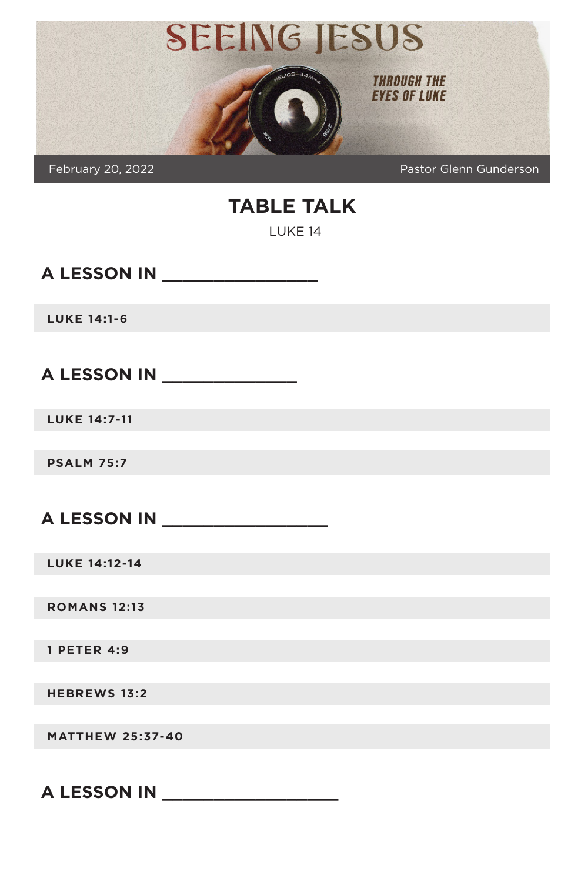# SEEING JESUS

THROUGH THE EYES OF LUKE

February 20, 2022 — Pastor Glenn Gunderson

## TABLE TALK

LUKE 14

### A LESSON IN ________________

**LUKE 14:1-6**

### A LESSON IN ______________

**LUKE 14:7-11**

**PSALM 75:7**

### A LESSON IN _________________

**LUKE 14:12-14**

**ROMANS 12:13**

**1 PETER 4:9**

**HEBREWS 13:2**

**MATTHEW 25:37-40**

### A LESSON IN __________________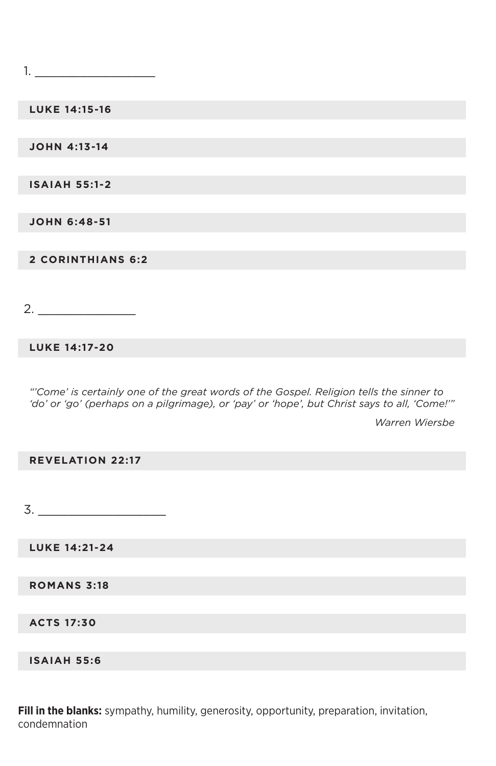1. ___________________

**LUKE 14:15-16**

**JOHN 4:13-14**

**ISAIAH 55:1-2**

**JOHN 6:48-51**

**2 CORINTHIANS 6:2**

2. _______________

**LUKE 14:17-20**

*"'Come' is certainly one of the great words of the Gospel. Religion tells the sinner to 'do' or 'go' (perhaps on a pilgrimage), or 'pay' or 'hope', but Christ says to all, 'Come!'"*

*Warren Wiersbe*

**REVELATION 22:17**

3. ____________________

**LUKE 14:21-24**

**ROMANS 3:18**

**ACTS 17:30**

**ISAIAH 55:6**

**Fill in the blanks:** sympathy, humility, generosity, opportunity, preparation, invitation, condemnation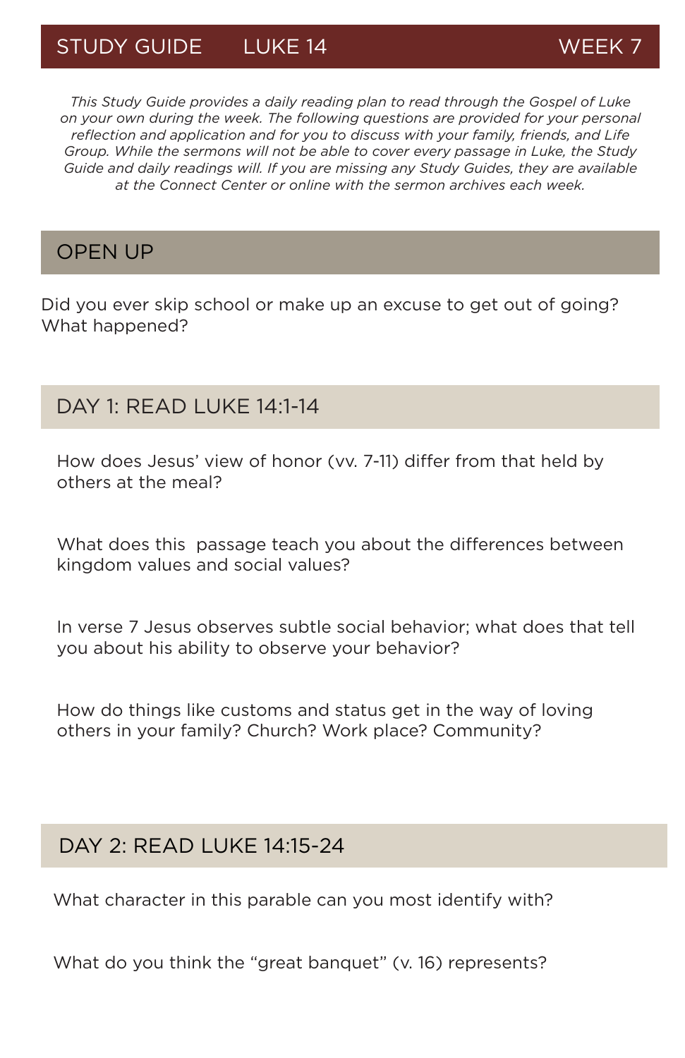# STUDY GUIDE LUKE 14 WEEK 7

*This Study Guide provides a daily reading plan to read through the Gospel of Luke on your own during the week. The following questions are provided for your personal reflection and application and for you to discuss with your family, friends, and Life Group. While the sermons will not be able to cover every passage in Luke, the Study Guide and daily readings will. If you are missing any Study Guides, they are available at the Connect Center or online with the sermon archives each week.*

## OPEN UP

Did you ever skip school or make up an excuse to get out of going? What happened?

## DAY 1: READ LUKE 14:1-14

How does Jesus' view of honor (vv. 7-11) differ from that held by others at the meal?

What does this passage teach you about the differences between kingdom values and social values?

In verse 7 Jesus observes subtle social behavior; what does that tell you about his ability to observe your behavior?

How do things like customs and status get in the way of loving others in your family? Church? Work place? Community?

## DAY 2: READ LUKE 14:15-24

What character in this parable can you most identify with?

What do you think the "great banquet" (v. 16) represents?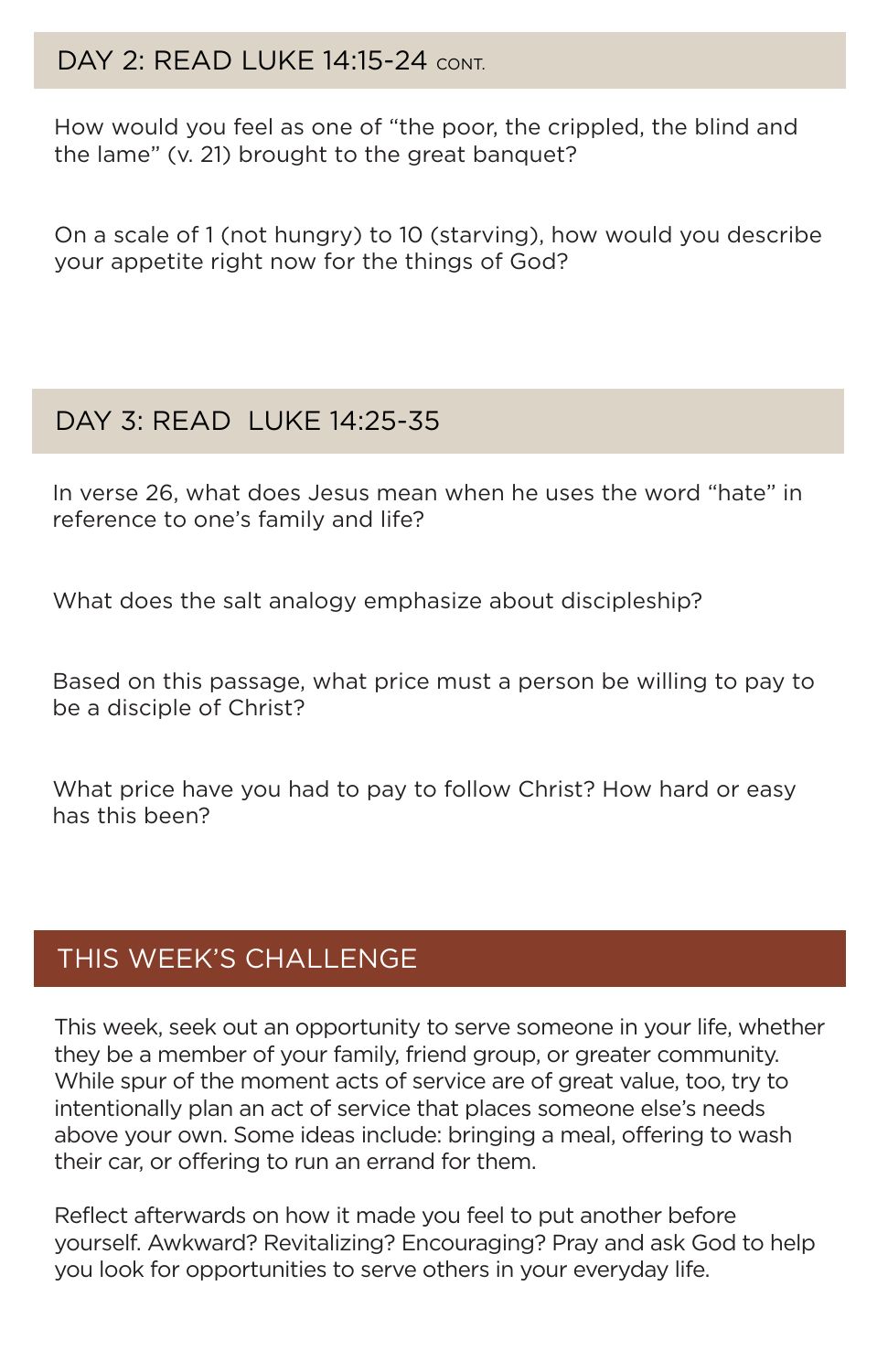## DAY 2: READ LUKE 14:15-24 CONT.

How would you feel as one of "the poor, the crippled, the blind and the lame" (v. 21) brought to the great banquet?

On a scale of 1 (not hungry) to 10 (starving), how would you describe your appetite right now for the things of God?

## DAY 3: READ LUKE 14:25-35

In verse 26, what does Jesus mean when he uses the word "hate" in reference to one's family and life?

What does the salt analogy emphasize about discipleship?

Based on this passage, what price must a person be willing to pay to be a disciple of Christ?

What price have you had to pay to follow Christ? How hard or easy has this been?

## THIS WEEK'S CHALLENGE

This week, seek out an opportunity to serve someone in your life, whether they be a member of your family, friend group, or greater community. While spur of the moment acts of service are of great value, too, try to intentionally plan an act of service that places someone else's needs above your own. Some ideas include: bringing a meal, offering to wash their car, or offering to run an errand for them.

Reflect afterwards on how it made you feel to put another before yourself. Awkward? Revitalizing? Encouraging? Pray and ask God to help you look for opportunities to serve others in your everyday life.